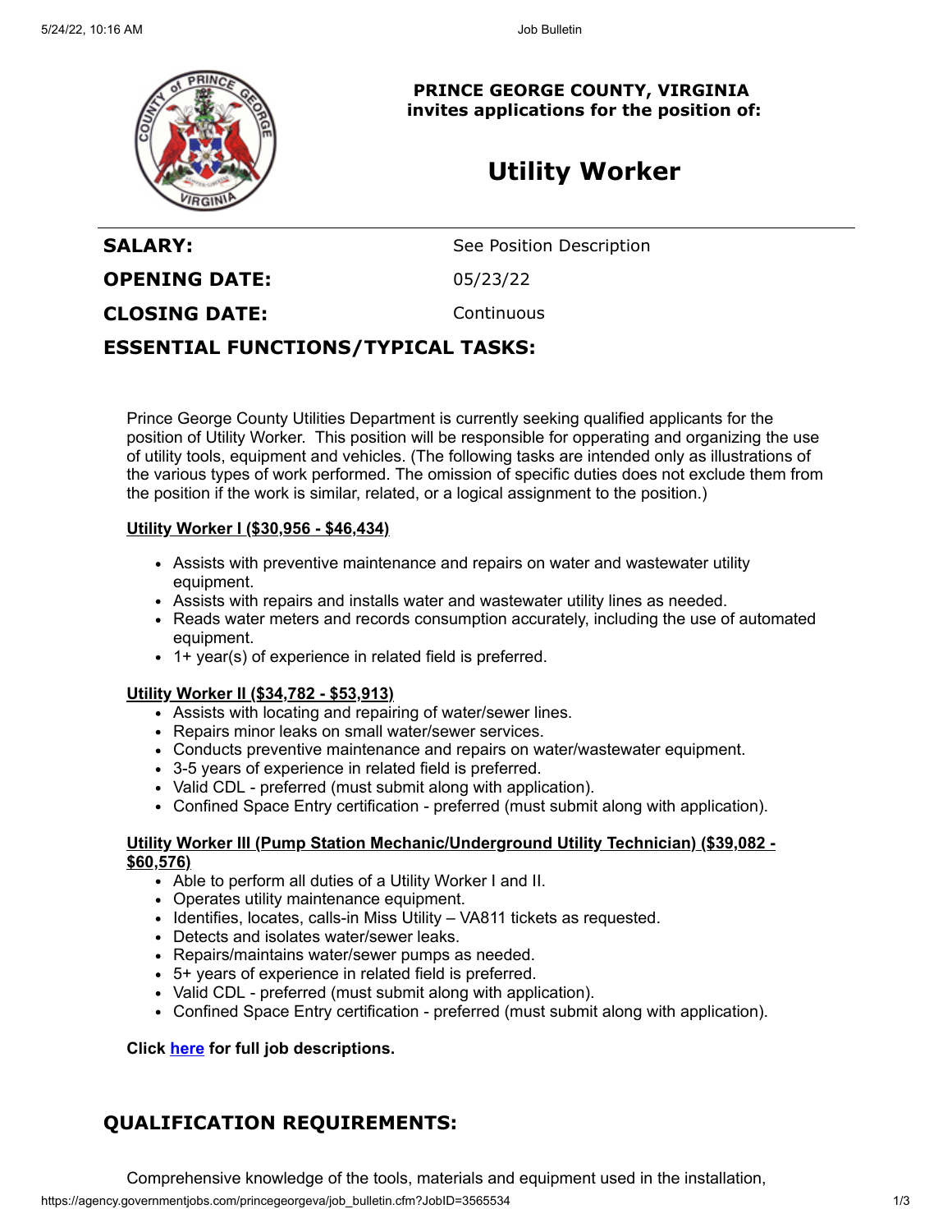**PRINCE GEORGE COUNTY, VIRGINIA**
**invites applications for the position of:**

# Utility Worker

| | |
|---|---|
| **SALARY:** | See Position Description |
| **OPENING DATE:** | 05/23/22 |
| **CLOSING DATE:** | Continuous |

## ESSENTIAL FUNCTIONS/TYPICAL TASKS:

Prince George County Utilities Department is currently seeking qualified applicants for the position of Utility Worker. This position will be responsible for opperating and organizing the use of utility tools, equipment and vehicles. (The following tasks are intended only as illustrations of the various types of work performed. The omission of specific duties does not exclude them from the position if the work is similar, related, or a logical assignment to the position.)

**Utility Worker I ($30,956 - $46,434)**

- Assists with preventive maintenance and repairs on water and wastewater utility equipment.
- Assists with repairs and installs water and wastewater utility lines as needed.
- Reads water meters and records consumption accurately, including the use of automated equipment.
- 1+ year(s) of experience in related field is preferred.

**Utility Worker II ($34,782 - $53,913)**

- Assists with locating and repairing of water/sewer lines.
- Repairs minor leaks on small water/sewer services.
- Conducts preventive maintenance and repairs on water/wastewater equipment.
- 3-5 years of experience in related field is preferred.
- Valid CDL - preferred (must submit along with application).
- Confined Space Entry certification - preferred (must submit along with application).

**Utility Worker III (Pump Station Mechanic/Underground Utility Technician) ($39,082 - $60,576)**

- Able to perform all duties of a Utility Worker I and II.
- Operates utility maintenance equipment.
- Identifies, locates, calls-in Miss Utility – VA811 tickets as requested.
- Detects and isolates water/sewer leaks.
- Repairs/maintains water/sewer pumps as needed.
- 5+ years of experience in related field is preferred.
- Valid CDL - preferred (must submit along with application).
- Confined Space Entry certification - preferred (must submit along with application).

**Click here for full job descriptions.**

## QUALIFICATION REQUIREMENTS:

Comprehensive knowledge of the tools, materials and equipment used in the installation,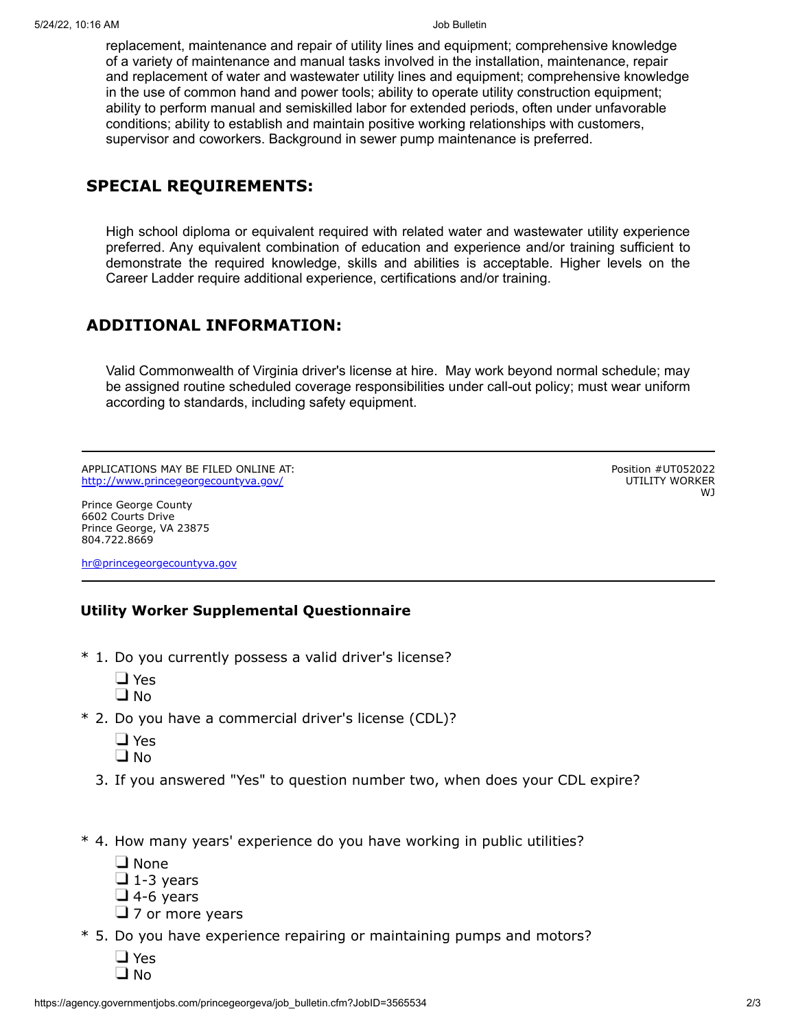replacement, maintenance and repair of utility lines and equipment; comprehensive knowledge of a variety of maintenance and manual tasks involved in the installation, maintenance, repair and replacement of water and wastewater utility lines and equipment; comprehensive knowledge in the use of common hand and power tools; ability to operate utility construction equipment; ability to perform manual and semiskilled labor for extended periods, often under unfavorable conditions; ability to establish and maintain positive working relationships with customers, supervisor and coworkers. Background in sewer pump maintenance is preferred.

## SPECIAL REQUIREMENTS:

High school diploma or equivalent required with related water and wastewater utility experience preferred. Any equivalent combination of education and experience and/or training sufficient to demonstrate the required knowledge, skills and abilities is acceptable. Higher levels on the Career Ladder require additional experience, certifications and/or training.

## ADDITIONAL INFORMATION:

Valid Commonwealth of Virginia driver's license at hire. May work beyond normal schedule; may be assigned routine scheduled coverage responsibilities under call-out policy; must wear uniform according to standards, including safety equipment.

---

APPLICATIONS MAY BE FILED ONLINE AT:
http://www.princegeorgecountyva.gov/

Position #UT052022
UTILITY WORKER
WJ

Prince George County
6602 Courts Drive
Prince George, VA 23875
804.722.8669

hr@princegeorgecountyva.gov

---

### Utility Worker Supplemental Questionnaire

\* 1. Do you currently possess a valid driver's license?
- ❑ Yes
- ❑ No

\* 2. Do you have a commercial driver's license (CDL)?
- ❑ Yes
- ❑ No

3. If you answered "Yes" to question number two, when does your CDL expire?

\* 4. How many years' experience do you have working in public utilities?
- ❑ None
- ❑ 1-3 years
- ❑ 4-6 years
- ❑ 7 or more years

\* 5. Do you have experience repairing or maintaining pumps and motors?
- ❑ Yes
- ❑ No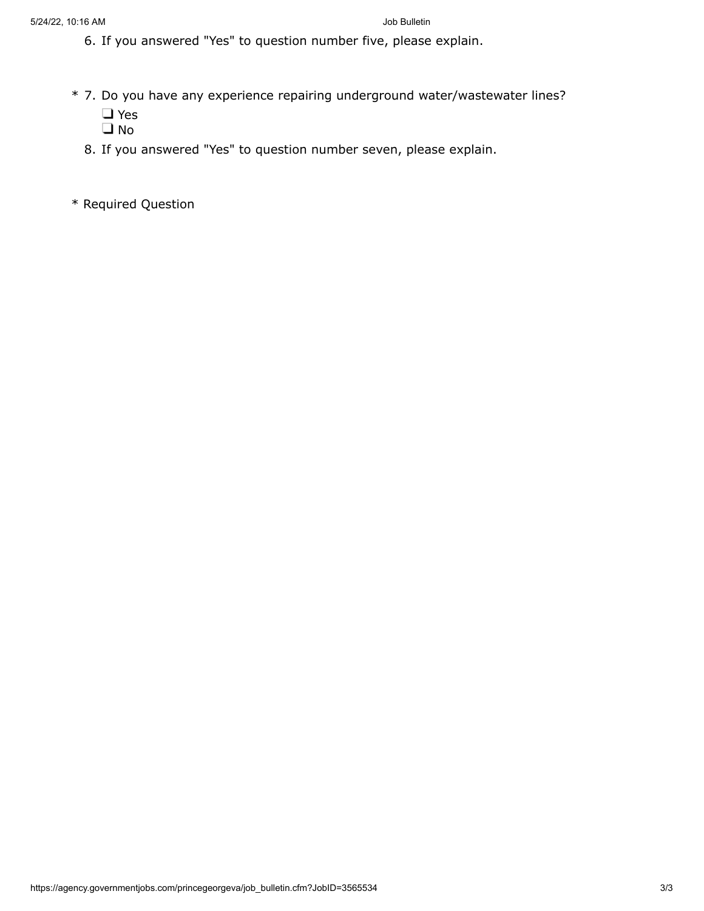6. If you answered "Yes" to question number five, please explain.

\* 7. Do you have any experience repairing underground water/wastewater lines?
   - ❑ Yes
   - ❑ No

8. If you answered "Yes" to question number seven, please explain.

\* Required Question